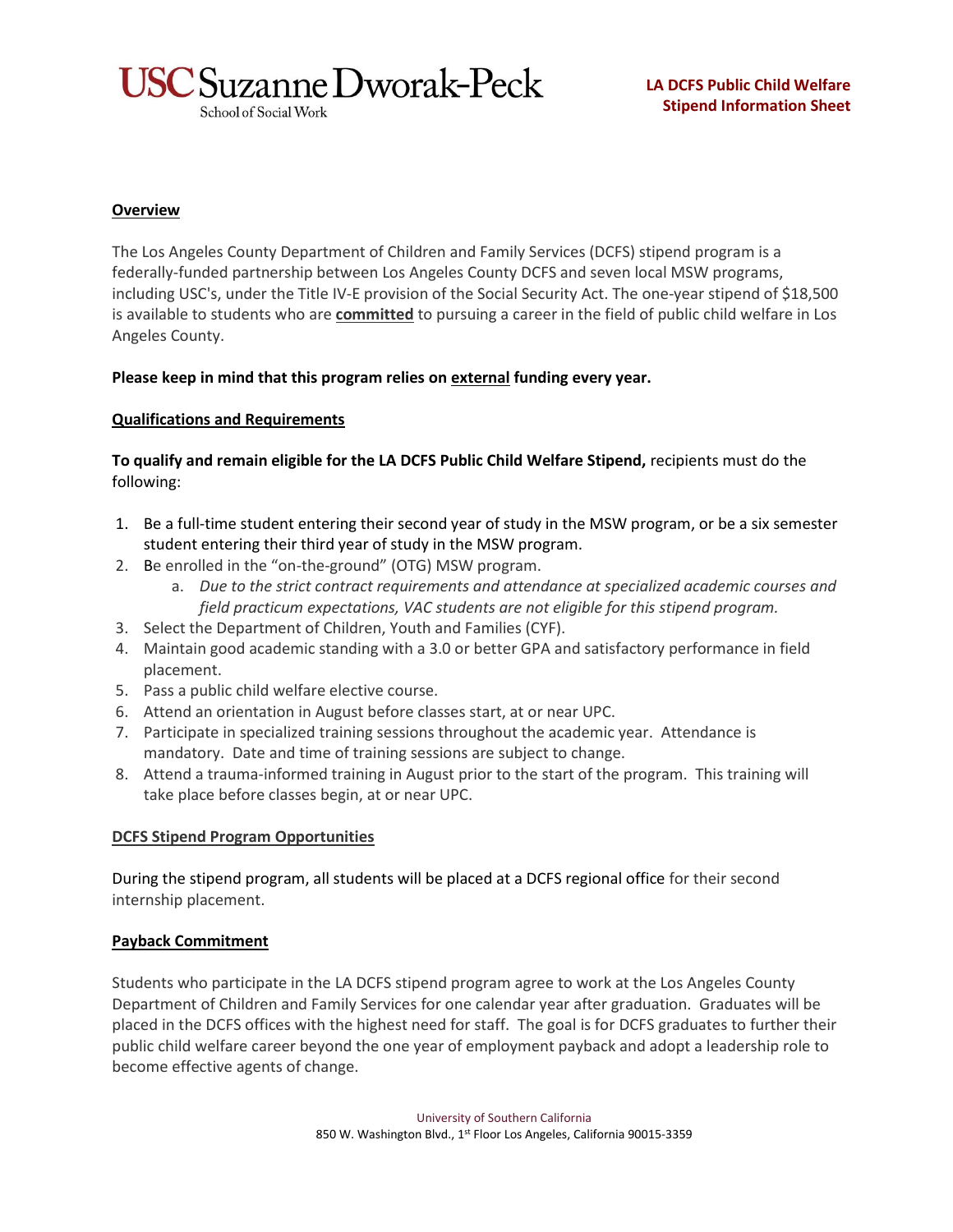USC Suzanne Dworak-Peck School of Social Work

**LA DCFS Public Child Welfare Stipend Information Sheet**

## Overview

The Los Angeles County Department of Children and Family Services (DCFS) stipend program is a federally-funded partnership between Los Angeles County DCFS and seven local MSW programs, including USC's, under the Title IV-E provision of the Social Security Act. The one-year stipend of $18,500 is available to students who are **committed** to pursuing a career in the field of public child welfare in Los Angeles County.

**Please keep in mind that this program relies on external funding every year.**

## Qualifications and Requirements

**To qualify and remain eligible for the LA DCFS Public Child Welfare Stipend,** recipients must do the following:

1. Be a full-time student entering their second year of study in the MSW program, or be a six semester student entering their third year of study in the MSW program.
2. Be enrolled in the "on-the-ground" (OTG) MSW program.
    a. *Due to the strict contract requirements and attendance at specialized academic courses and field practicum expectations, VAC students are not eligible for this stipend program.*
3. Select the Department of Children, Youth and Families (CYF).
4. Maintain good academic standing with a 3.0 or better GPA and satisfactory performance in field placement.
5. Pass a public child welfare elective course.
6. Attend an orientation in August before classes start, at or near UPC.
7. Participate in specialized training sessions throughout the academic year. Attendance is mandatory. Date and time of training sessions are subject to change.
8. Attend a trauma-informed training in August prior to the start of the program. This training will take place before classes begin, at or near UPC.

## DCFS Stipend Program Opportunities

During the stipend program, all students will be placed at a DCFS regional office for their second internship placement.

## Payback Commitment

Students who participate in the LA DCFS stipend program agree to work at the Los Angeles County Department of Children and Family Services for one calendar year after graduation. Graduates will be placed in the DCFS offices with the highest need for staff. The goal is for DCFS graduates to further their public child welfare career beyond the one year of employment payback and adopt a leadership role to become effective agents of change.

University of Southern California
850 W. Washington Blvd., 1st Floor Los Angeles, California 90015-3359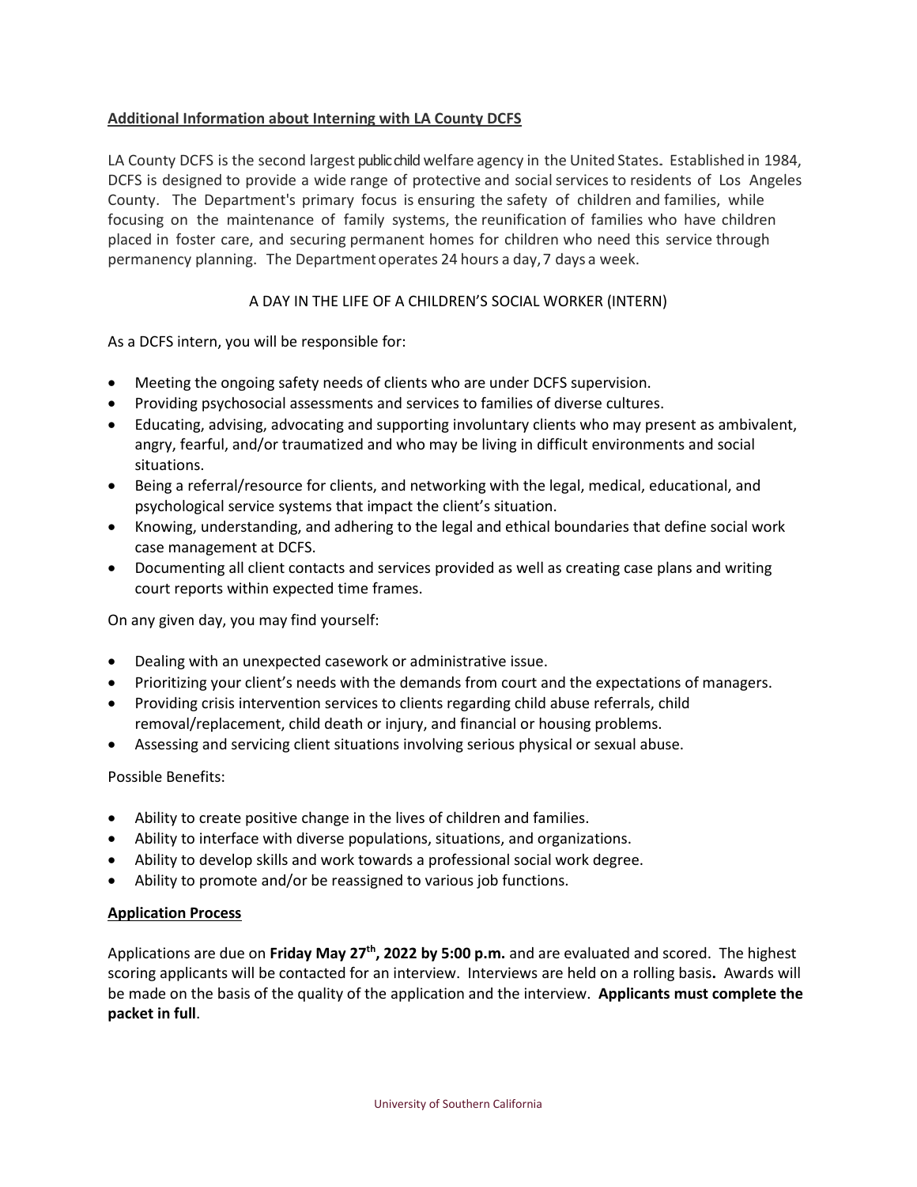**Additional Information about Interning with LA County DCFS**

LA County DCFS is the second largest public child welfare agency in the United States. Established in 1984, DCFS is designed to provide a wide range of protective and social services to residents of Los Angeles County. The Department's primary focus is ensuring the safety of children and families, while focusing on the maintenance of family systems, the reunification of families who have children placed in foster care, and securing permanent homes for children who need this service through permanency planning. The Department operates 24 hours a day, 7 days a week.

A DAY IN THE LIFE OF A CHILDREN'S SOCIAL WORKER (INTERN)

As a DCFS intern, you will be responsible for:

- Meeting the ongoing safety needs of clients who are under DCFS supervision.
- Providing psychosocial assessments and services to families of diverse cultures.
- Educating, advising, advocating and supporting involuntary clients who may present as ambivalent, angry, fearful, and/or traumatized and who may be living in difficult environments and social situations.
- Being a referral/resource for clients, and networking with the legal, medical, educational, and psychological service systems that impact the client's situation.
- Knowing, understanding, and adhering to the legal and ethical boundaries that define social work case management at DCFS.
- Documenting all client contacts and services provided as well as creating case plans and writing court reports within expected time frames.

On any given day, you may find yourself:

- Dealing with an unexpected casework or administrative issue.
- Prioritizing your client's needs with the demands from court and the expectations of managers.
- Providing crisis intervention services to clients regarding child abuse referrals, child removal/replacement, child death or injury, and financial or housing problems.
- Assessing and servicing client situations involving serious physical or sexual abuse.

Possible Benefits:

- Ability to create positive change in the lives of children and families.
- Ability to interface with diverse populations, situations, and organizations.
- Ability to develop skills and work towards a professional social work degree.
- Ability to promote and/or be reassigned to various job functions.

**Application Process**

Applications are due on **Friday May 27th, 2022 by 5:00 p.m.** and are evaluated and scored. The highest scoring applicants will be contacted for an interview. Interviews are held on a rolling basis**.** Awards will be made on the basis of the quality of the application and the interview. **Applicants must complete the packet in full**.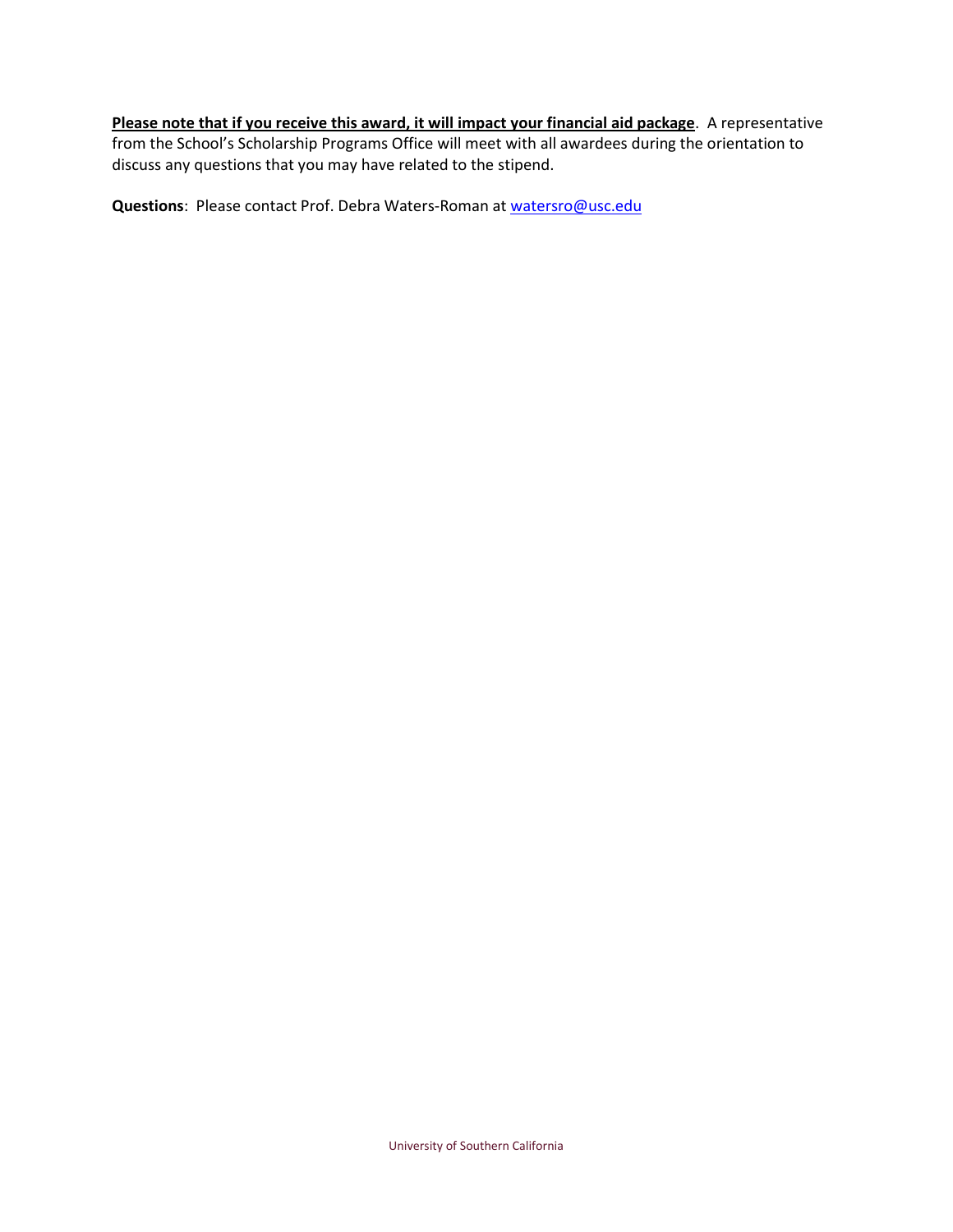**Please note that if you receive this award, it will impact your financial aid package**. A representative from the School's Scholarship Programs Office will meet with all awardees during the orientation to discuss any questions that you may have related to the stipend.

**Questions**: Please contact Prof. Debra Waters-Roman at watersro@usc.edu